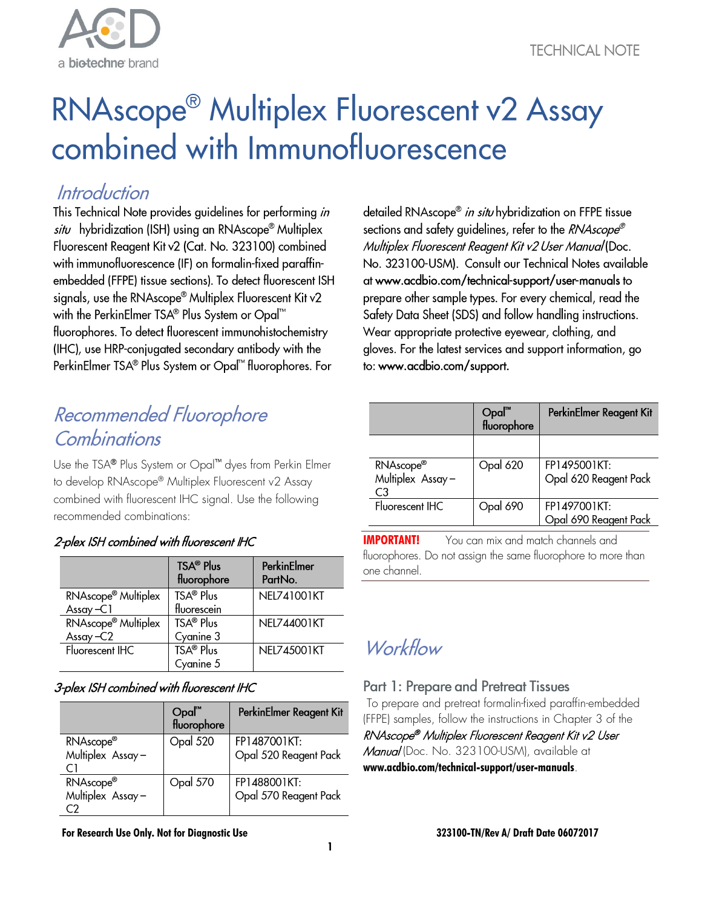# RNAscope® Multiplex Fluorescent v2 Assay combined with Immunofluorescence

## Introduction

This Technical Note provides guidelines for performing *in situ* hybridization (ISH) using an RNAscope® Multiplex Fluorescent Reagent Kit v2 (Cat. No. 323100) combined with immunofluorescence (IF) on formalin-fixed paraffin-embedded (FFPE) tissue sections). To detect fluorescent ISH signals, use the RNAscope® Multiplex Fluorescent Kit v2 with the PerkinElmer TSA® Plus System or Opal™ fluorophores. To detect fluorescent immunohistochemistry (IHC), use HRP-conjugated secondary antibody with the PerkinElmer TSA® Plus System or Opal™ fluorophores. For detailed RNAscope® *in situ* hybridization on FFPE tissue sections and safety guidelines, refer to the *RNAscope® Multiplex Fluorescent Reagent Kit v2 User Manual* (Doc. No. 323100-USM). Consult our Technical Notes available at www.acdbio.com/technical-support/user-manuals to prepare other sample types. For every chemical, read the Safety Data Sheet (SDS) and follow handling instructions. Wear appropriate protective eyewear, clothing, and gloves. For the latest services and support information, go to: www.acdbio.com/support.

## Recommended Fluorophore Combinations

Use the TSA® Plus System or Opal™ dyes from Perkin Elmer to develop RNAscope® Multiplex Fluorescent v2 Assay combined with fluorescent IHC signal. Use the following recommended combinations:

### *2-plex ISH combined with fluorescent IHC*

| | TSA® Plus fluorophore | PerkinElmer PartNo. |
|---|---|---|
| RNAscope® Multiplex Assay –C1 | TSA® Plus fluorescein | NEL741001KT |
| RNAscope® Multiplex Assay –C2 | TSA® Plus Cyanine 3 | NEL744001KT |
| Fluorescent IHC | TSA® Plus Cyanine 5 | NEL745001KT |

### *3-plex ISH combined with fluorescent IHC*

| | Opal™ fluorophore | PerkinElmer Reagent Kit |
|---|---|---|
| RNAscope® Multiplex Assay – C1 | Opal 520 | FP1487001KT: Opal 520 Reagent Pack |
| RNAscope® Multiplex Assay – C2 | Opal 570 | FP1488001KT: Opal 570 Reagent Pack |
| RNAscope® Multiplex Assay – C3 | Opal 620 | FP1495001KT: Opal 620 Reagent Pack |
| Fluorescent IHC | Opal 690 | FP1497001KT: Opal 690 Reagent Pack |

**IMPORTANT!** You can mix and match channels and fluorophores. Do not assign the same fluorophore to more than one channel.

## Workflow

### Part 1: Prepare and Pretreat Tissues

To prepare and pretreat formalin-fixed paraffin-embedded (FFPE) samples, follow the instructions in Chapter 3 of the *RNAscope® Multiplex Fluorescent Reagent Kit v2 User Manual* (Doc. No. 323100-USM), available at **www.acdbio.com/technical-support/user-manuals**.

**For Research Use Only. Not for Diagnostic Use**

**323100-TN/Rev A/ Draft Date 06072017**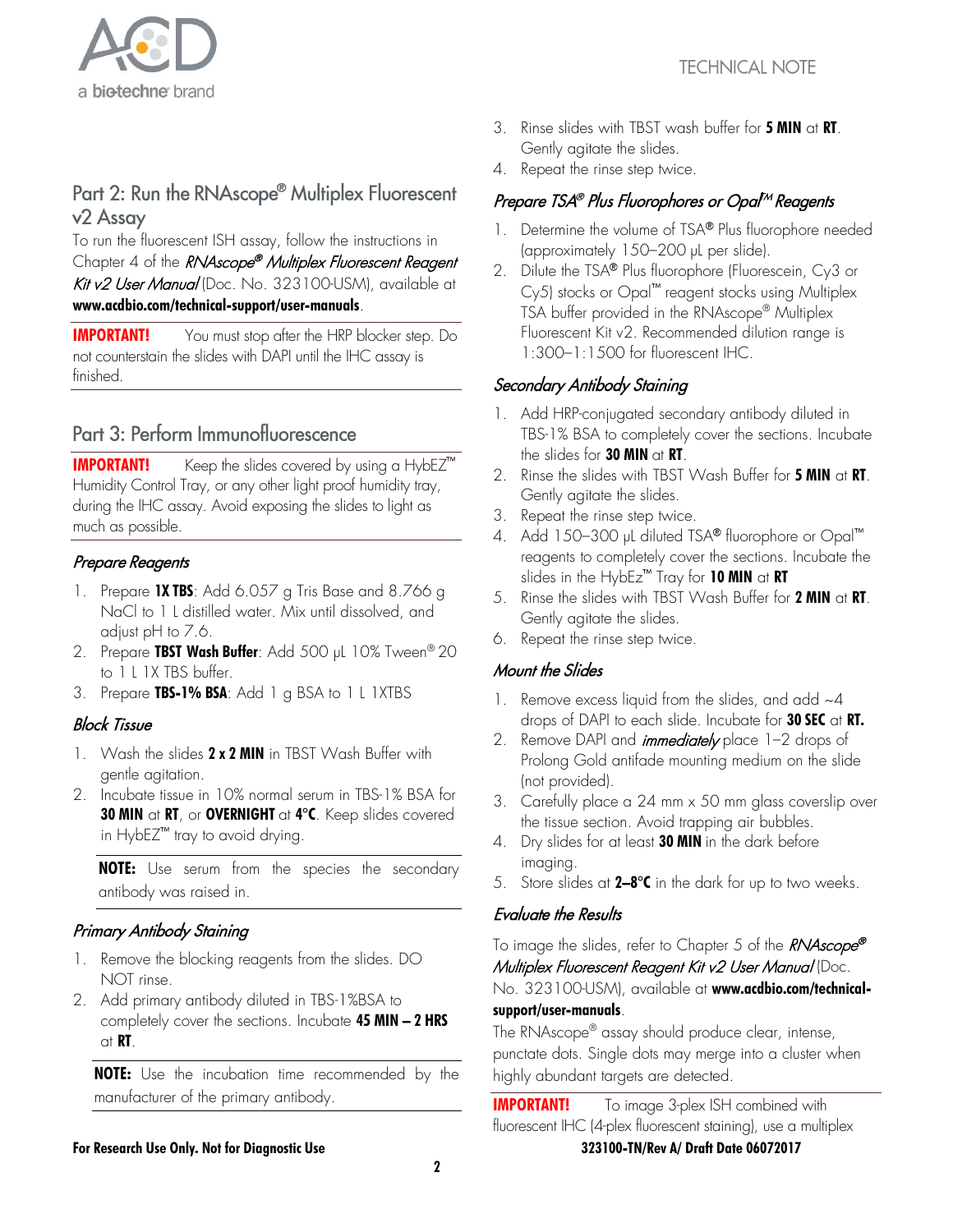## Part 2: Run the RNAscope® Multiplex Fluorescent v2 Assay

To run the fluorescent ISH assay, follow the instructions in Chapter 4 of the *RNAscope® Multiplex Fluorescent Reagent Kit v2 User Manual* (Doc. No. 323100-USM), available at **www.acdbio.com/technical-support/user-manuals**.

**IMPORTANT!** You must stop after the HRP blocker step. Do not counterstain the slides with DAPI until the IHC assay is finished.

## Part 3: Perform Immunofluorescence

**IMPORTANT!** Keep the slides covered by using a HybEZ™ Humidity Control Tray, or any other light proof humidity tray, during the IHC assay. Avoid exposing the slides to light as much as possible.

### *Prepare Reagents*

1. Prepare **1X TBS**: Add 6.057 g Tris Base and 8.766 g NaCl to 1 L distilled water. Mix until dissolved, and adjust pH to 7.6.
2. Prepare **TBST Wash Buffer**: Add 500 µL 10% Tween® 20 to 1 L 1X TBS buffer.
3. Prepare **TBS-1% BSA**: Add 1 g BSA to 1 L 1XTBS

### *Block Tissue*

1. Wash the slides **2 x 2 MIN** in TBST Wash Buffer with gentle agitation.
2. Incubate tissue in 10% normal serum in TBS-1% BSA for **30 MIN** at **RT**, or **OVERNIGHT** at **4°C**. Keep slides covered in HybEZ™ tray to avoid drying.

**NOTE:** Use serum from the species the secondary antibody was raised in.

### *Primary Antibody Staining*

1. Remove the blocking reagents from the slides. DO NOT rinse.
2. Add primary antibody diluted in TBS-1%BSA to completely cover the sections. Incubate **45 MIN – 2 HRS** at **RT**.

**NOTE:** Use the incubation time recommended by the manufacturer of the primary antibody.

3. Rinse slides with TBST wash buffer for **5 MIN** at **RT**. Gently agitate the slides.
4. Repeat the rinse step twice.

### *Prepare TSA® Plus Fluorophores or Opal™ Reagents*

1. Determine the volume of TSA® Plus fluorophore needed (approximately 150–200 µL per slide).
2. Dilute the TSA® Plus fluorophore (Fluorescein, Cy3 or Cy5) stocks or Opal™ reagent stocks using Multiplex TSA buffer provided in the RNAscope® Multiplex Fluorescent Kit v2. Recommended dilution range is 1:300–1:1500 for fluorescent IHC.

### *Secondary Antibody Staining*

1. Add HRP-conjugated secondary antibody diluted in TBS-1% BSA to completely cover the sections. Incubate the slides for **30 MIN** at **RT**.
2. Rinse the slides with TBST Wash Buffer for **5 MIN** at **RT**. Gently agitate the slides.
3. Repeat the rinse step twice.
4. Add 150–300 µL diluted TSA® fluorophore or Opal™ reagents to completely cover the sections. Incubate the slides in the HybEz™ Tray for **10 MIN** at **RT**
5. Rinse the slides with TBST Wash Buffer for **2 MIN** at **RT**. Gently agitate the slides.
6. Repeat the rinse step twice.

### *Mount the Slides*

1. Remove excess liquid from the slides, and add ~4 drops of DAPI to each slide. Incubate for **30 SEC** at **RT.**
2. Remove DAPI and *immediately* place 1–2 drops of Prolong Gold antifade mounting medium on the slide (not provided).
3. Carefully place a 24 mm x 50 mm glass coverslip over the tissue section. Avoid trapping air bubbles.
4. Dry slides for at least **30 MIN** in the dark before imaging.
5. Store slides at **2–8°C** in the dark for up to two weeks.

### *Evaluate the Results*

To image the slides, refer to Chapter 5 of the *RNAscope® Multiplex Fluorescent Reagent Kit v2 User Manual* (Doc. No. 323100-USM), available at **www.acdbio.com/technical-support/user-manuals**.

The RNAscope® assay should produce clear, intense, punctate dots. Single dots may merge into a cluster when highly abundant targets are detected.

**IMPORTANT!** To image 3-plex ISH combined with fluorescent IHC (4-plex fluorescent staining), use a multiplex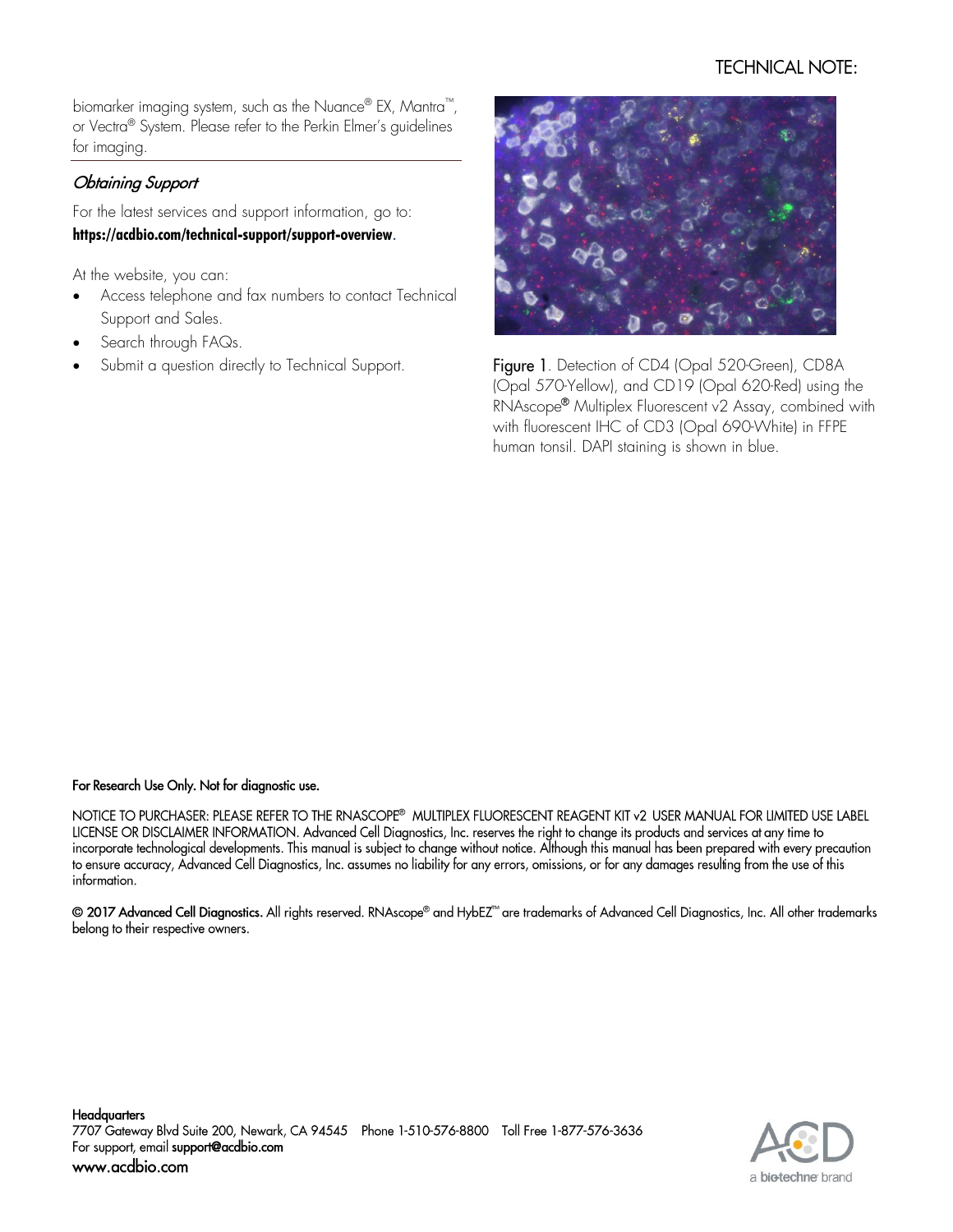biomarker imaging system, such as the Nuance® EX, Mantra™, or Vectra® System. Please refer to the Perkin Elmer's guidelines for imaging.

### *Obtaining Support*

For the latest services and support information, go to: **https://acdbio.com/technical-support/support-overview**.

At the website, you can:

- Access telephone and fax numbers to contact Technical Support and Sales.
- Search through FAQs.
- Submit a question directly to Technical Support.

**Figure 1**. Detection of CD4 (Opal 520-Green), CD8A (Opal 570-Yellow), and CD19 (Opal 620-Red) using the RNAscope® Multiplex Fluorescent v2 Assay, combined with with fluorescent IHC of CD3 (Opal 690-White) in FFPE human tonsil. DAPI staining is shown in blue.

**For Research Use Only. Not for diagnostic use.**

NOTICE TO PURCHASER: PLEASE REFER TO THE RNASCOPE® MULTIPLEX FLUORESCENT REAGENT KIT v2 USER MANUAL FOR LIMITED USE LABEL LICENSE OR DISCLAIMER INFORMATION. Advanced Cell Diagnostics, Inc. reserves the right to change its products and services at any time to incorporate technological developments. This manual is subject to change without notice. Although this manual has been prepared with every precaution to ensure accuracy, Advanced Cell Diagnostics, Inc. assumes no liability for any errors, omissions, or for any damages resulting from the use of this information.

**© 2017 Advanced Cell Diagnostics.** All rights reserved. RNAscope® and HybEZ™ are trademarks of Advanced Cell Diagnostics, Inc. All other trademarks belong to their respective owners.

**Headquarters**
7707 Gateway Blvd Suite 200, Newark, CA 94545 Phone 1-510-576-8800 Toll Free 1-877-576-3636
For support, email **support@acdbio.com**
www.acdbio.com